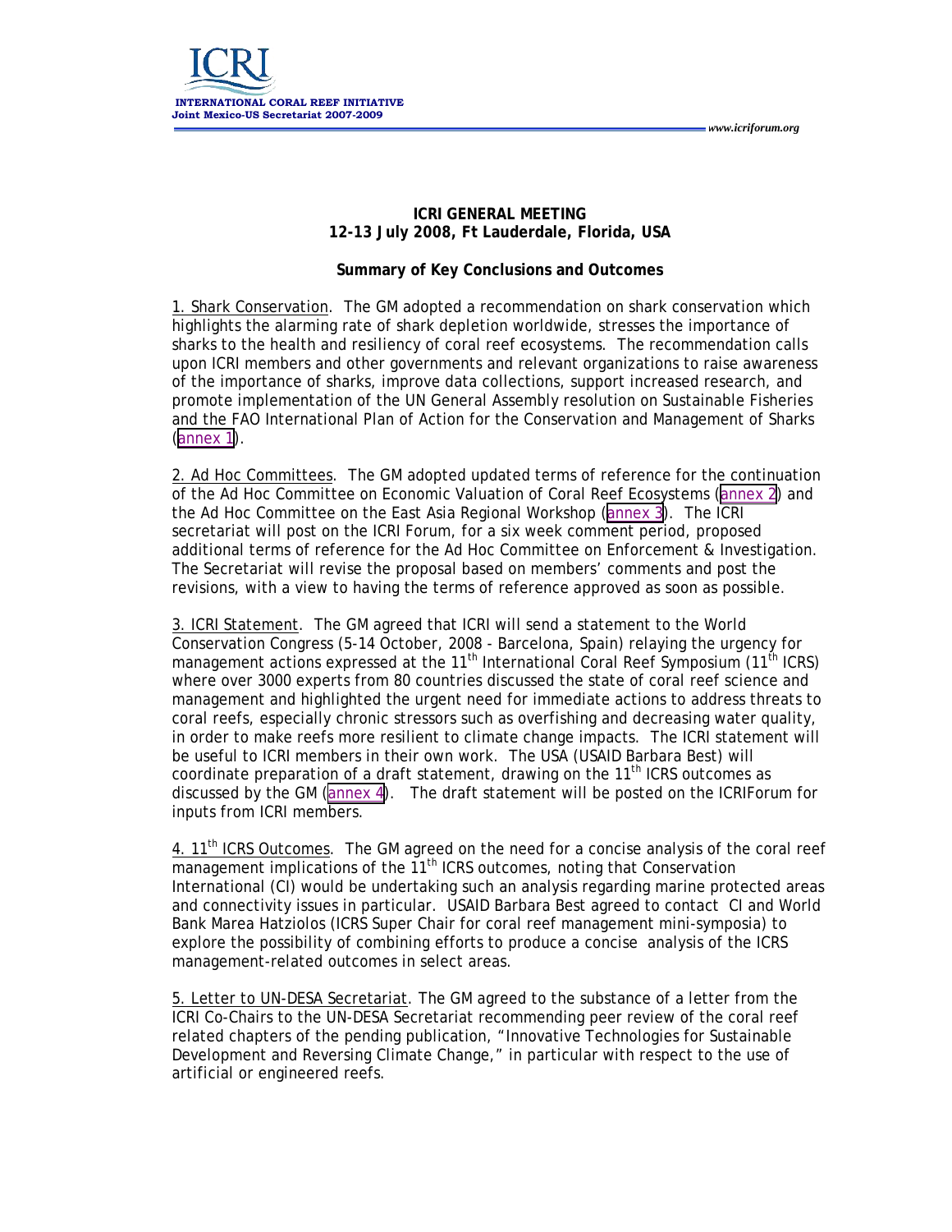**ICRI GENERAL MEETING**
**12-13 July 2008, Ft Lauderdale, Florida, USA**

**Summary of Key Conclusions and Outcomes**

1. Shark Conservation. The GM adopted a recommendation on shark conservation which highlights the alarming rate of shark depletion worldwide, stresses the importance of sharks to the health and resiliency of coral reef ecosystems. The recommendation calls upon ICRI members and other governments and relevant organizations to raise awareness of the importance of sharks, improve data collections, support increased research, and promote implementation of the UN General Assembly resolution on Sustainable Fisheries and the FAO International Plan of Action for the Conservation and Management of Sharks (annex 1).

2. Ad Hoc Committees. The GM adopted updated terms of reference for the continuation of the Ad Hoc Committee on Economic Valuation of Coral Reef Ecosystems (annex 2) and the Ad Hoc Committee on the East Asia Regional Workshop (annex 3). The ICRI secretariat will post on the ICRI Forum, for a six week comment period, proposed additional terms of reference for the Ad Hoc Committee on Enforcement & Investigation. The Secretariat will revise the proposal based on members' comments and post the revisions, with a view to having the terms of reference approved as soon as possible.

3. ICRI Statement. The GM agreed that ICRI will send a statement to the World Conservation Congress (5-14 October, 2008 - Barcelona, Spain) relaying the urgency for management actions expressed at the 11th International Coral Reef Symposium (11th ICRS) where over 3000 experts from 80 countries discussed the state of coral reef science and management and highlighted the urgent need for immediate actions to address threats to coral reefs, especially chronic stressors such as overfishing and decreasing water quality, in order to make reefs more resilient to climate change impacts. The ICRI statement will be useful to ICRI members in their own work. The USA (USAID Barbara Best) will coordinate preparation of a draft statement, drawing on the 11th ICRS outcomes as discussed by the GM (annex 4). The draft statement will be posted on the ICRIForum for inputs from ICRI members.

4. 11th ICRS Outcomes. The GM agreed on the need for a concise analysis of the coral reef management implications of the 11th ICRS outcomes, noting that Conservation International (CI) would be undertaking such an analysis regarding marine protected areas and connectivity issues in particular. USAID Barbara Best agreed to contact CI and World Bank Marea Hatziolos (ICRS Super Chair for coral reef management mini-symposia) to explore the possibility of combining efforts to produce a concise analysis of the ICRS management-related outcomes in select areas.

5. Letter to UN-DESA Secretariat. The GM agreed to the substance of a letter from the ICRI Co-Chairs to the UN-DESA Secretariat recommending peer review of the coral reef related chapters of the pending publication, "Innovative Technologies for Sustainable Development and Reversing Climate Change," in particular with respect to the use of artificial or engineered reefs.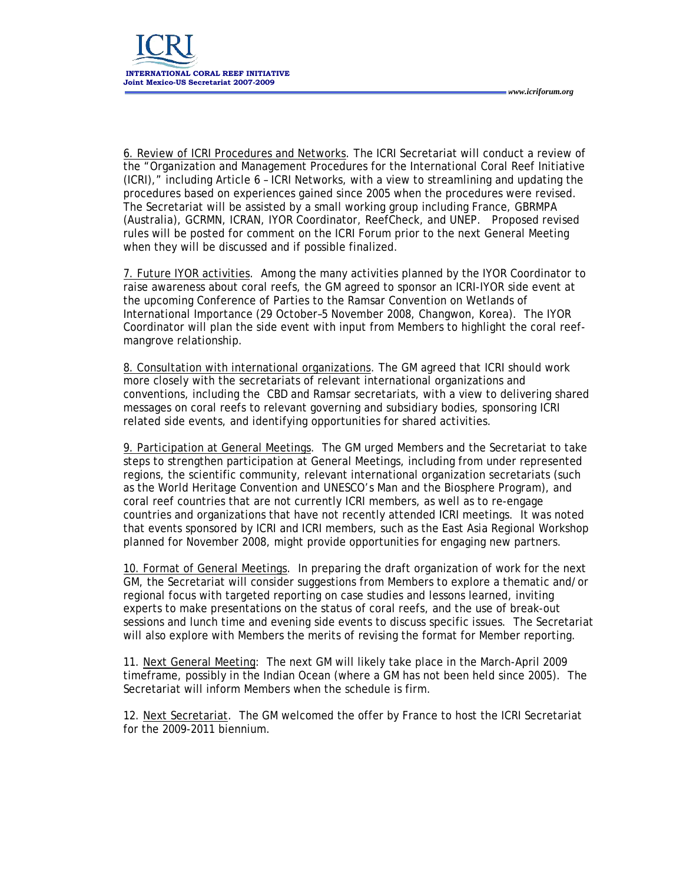6. Review of ICRI Procedures and Networks. The ICRI Secretariat will conduct a review of the "Organization and Management Procedures for the International Coral Reef Initiative (ICRI)," including Article 6 – ICRI Networks, with a view to streamlining and updating the procedures based on experiences gained since 2005 when the procedures were revised. The Secretariat will be assisted by a small working group including France, GBRMPA (Australia), GCRMN, ICRAN, IYOR Coordinator, ReefCheck, and UNEP. Proposed revised rules will be posted for comment on the ICRI Forum prior to the next General Meeting when they will be discussed and if possible finalized.

7. Future IYOR activities. Among the many activities planned by the IYOR Coordinator to raise awareness about coral reefs, the GM agreed to sponsor an ICRI-IYOR side event at the upcoming Conference of Parties to the Ramsar Convention on Wetlands of International Importance (29 October–5 November 2008, Changwon, Korea). The IYOR Coordinator will plan the side event with input from Members to highlight the coral reef-mangrove relationship.

8. Consultation with international organizations. The GM agreed that ICRI should work more closely with the secretariats of relevant international organizations and conventions, including the CBD and Ramsar secretariats, with a view to delivering shared messages on coral reefs to relevant governing and subsidiary bodies, sponsoring ICRI related side events, and identifying opportunities for shared activities.

9. Participation at General Meetings. The GM urged Members and the Secretariat to take steps to strengthen participation at General Meetings, including from under represented regions, the scientific community, relevant international organization secretariats (such as the World Heritage Convention and UNESCO's Man and the Biosphere Program), and coral reef countries that are not currently ICRI members, as well as to re-engage countries and organizations that have not recently attended ICRI meetings. It was noted that events sponsored by ICRI and ICRI members, such as the East Asia Regional Workshop planned for November 2008, might provide opportunities for engaging new partners.

10. Format of General Meetings. In preparing the draft organization of work for the next GM, the Secretariat will consider suggestions from Members to explore a thematic and/or regional focus with targeted reporting on case studies and lessons learned, inviting experts to make presentations on the status of coral reefs, and the use of break-out sessions and lunch time and evening side events to discuss specific issues. The Secretariat will also explore with Members the merits of revising the format for Member reporting.

11. Next General Meeting: The next GM will likely take place in the March-April 2009 timeframe, possibly in the Indian Ocean (where a GM has not been held since 2005). The Secretariat will inform Members when the schedule is firm.

12. Next Secretariat. The GM welcomed the offer by France to host the ICRI Secretariat for the 2009-2011 biennium.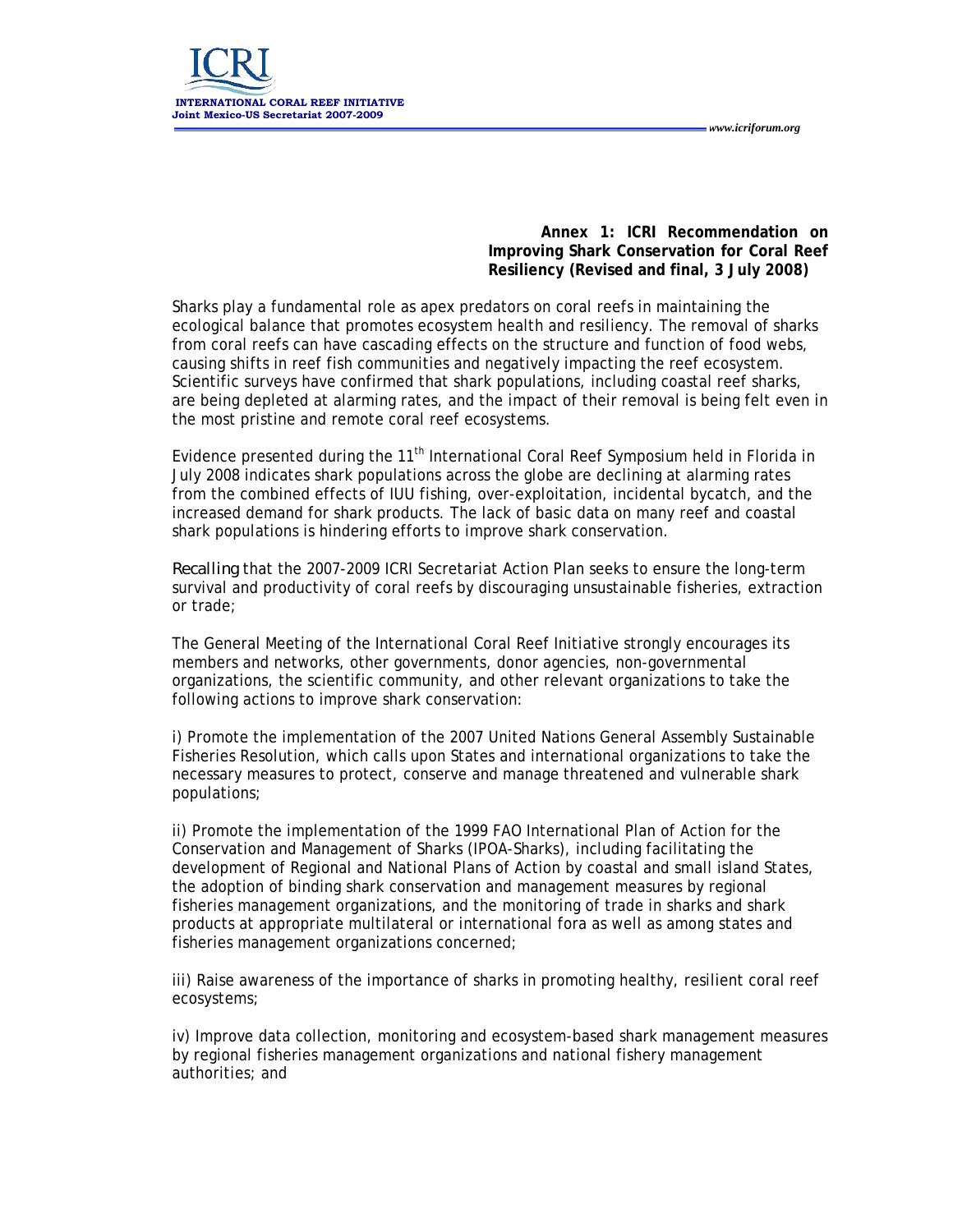## Annex 1: ICRI Recommendation on Improving Shark Conservation for Coral Reef Resiliency (Revised and final, 3 July 2008)

Sharks play a fundamental role as apex predators on coral reefs in maintaining the ecological balance that promotes ecosystem health and resiliency. The removal of sharks from coral reefs can have cascading effects on the structure and function of food webs, causing shifts in reef fish communities and negatively impacting the reef ecosystem. Scientific surveys have confirmed that shark populations, including coastal reef sharks, are being depleted at alarming rates, and the impact of their removal is being felt even in the most pristine and remote coral reef ecosystems.

Evidence presented during the 11th International Coral Reef Symposium held in Florida in July 2008 indicates shark populations across the globe are declining at alarming rates from the combined effects of IUU fishing, over-exploitation, incidental bycatch, and the increased demand for shark products. The lack of basic data on many reef and coastal shark populations is hindering efforts to improve shark conservation.

*Recalling* that the 2007-2009 ICRI Secretariat Action Plan seeks to ensure the long-term survival and productivity of coral reefs by discouraging unsustainable fisheries, extraction or trade;

The General Meeting of the International Coral Reef Initiative strongly encourages its members and networks, other governments, donor agencies, non-governmental organizations, the scientific community, and other relevant organizations to take the following actions to improve shark conservation:

i) Promote the implementation of the 2007 United Nations General Assembly Sustainable Fisheries Resolution, which calls upon States and international organizations to take the necessary measures to protect, conserve and manage threatened and vulnerable shark populations;

ii) Promote the implementation of the 1999 FAO International Plan of Action for the Conservation and Management of Sharks (IPOA-Sharks), including facilitating the development of Regional and National Plans of Action by coastal and small island States, the adoption of binding shark conservation and management measures by regional fisheries management organizations, and the monitoring of trade in sharks and shark products at appropriate multilateral or international fora as well as among states and fisheries management organizations concerned;

iii) Raise awareness of the importance of sharks in promoting healthy, resilient coral reef ecosystems;

iv) Improve data collection, monitoring and ecosystem-based shark management measures by regional fisheries management organizations and national fishery management authorities; and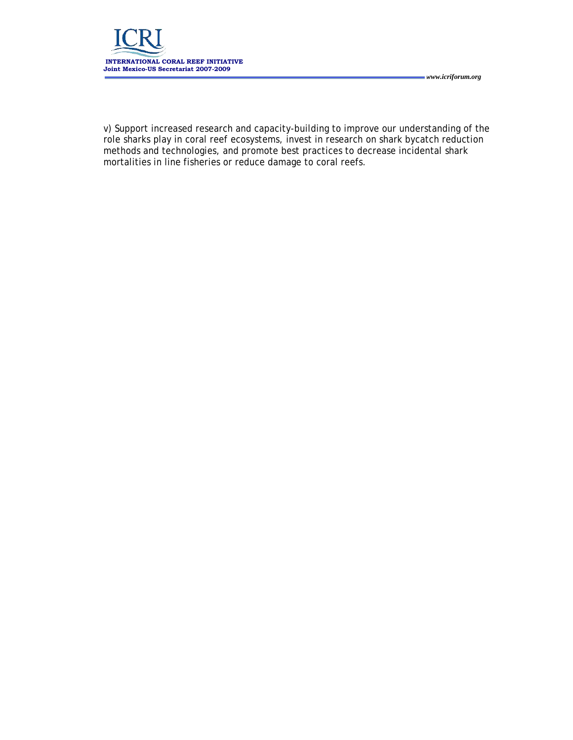v) Support increased research and capacity-building to improve our understanding of the role sharks play in coral reef ecosystems, invest in research on shark bycatch reduction methods and technologies, and promote best practices to decrease incidental shark mortalities in line fisheries or reduce damage to coral reefs.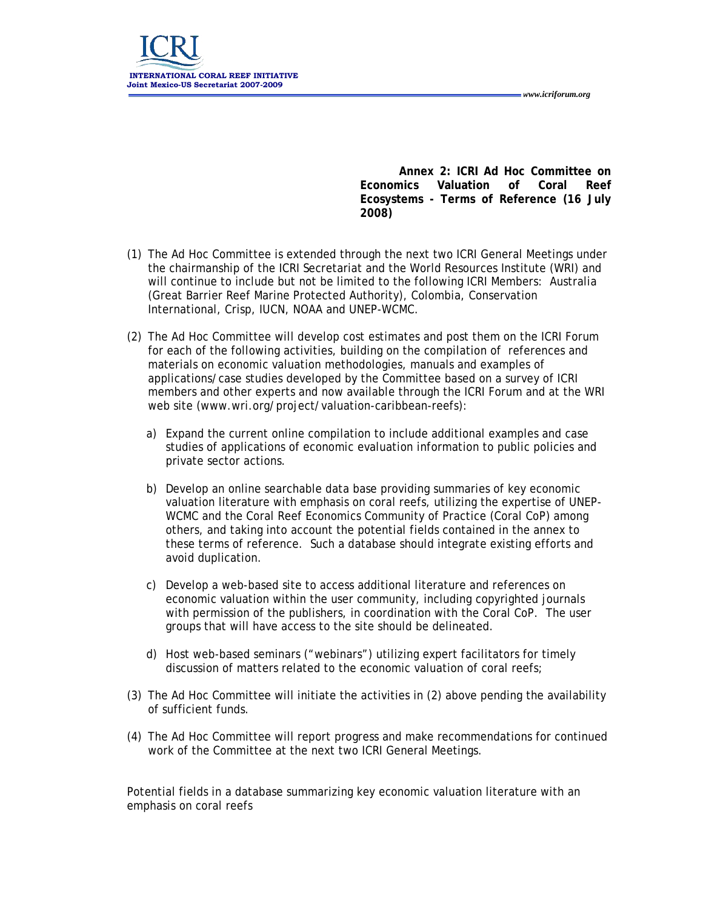**Annex 2: ICRI Ad Hoc Committee on Economics Valuation of Coral Reef Ecosystems - Terms of Reference (16 July 2008)**

(1) The Ad Hoc Committee is extended through the next two ICRI General Meetings under the chairmanship of the ICRI Secretariat and the World Resources Institute (WRI) and will continue to include but not be limited to the following ICRI Members: Australia (Great Barrier Reef Marine Protected Authority), Colombia, Conservation International, Crisp, IUCN, NOAA and UNEP-WCMC.

(2) The Ad Hoc Committee will develop cost estimates and post them on the ICRI Forum for each of the following activities, building on the compilation of references and materials on economic valuation methodologies, manuals and examples of applications/case studies developed by the Committee based on a survey of ICRI members and other experts and now available through the ICRI Forum and at the WRI web site (www.wri.org/project/valuation-caribbean-reefs):

   a) Expand the current online compilation to include additional examples and case studies of applications of economic evaluation information to public policies and private sector actions.

   b) Develop an online searchable data base providing summaries of key economic valuation literature with emphasis on coral reefs, utilizing the expertise of UNEP-WCMC and the Coral Reef Economics Community of Practice (Coral CoP) among others, and taking into account the potential fields contained in the annex to these terms of reference. Such a database should integrate existing efforts and avoid duplication.

   c) Develop a web-based site to access additional literature and references on economic valuation within the user community, including copyrighted journals with permission of the publishers, in coordination with the Coral CoP. The user groups that will have access to the site should be delineated.

   d) Host web-based seminars ("webinars") utilizing expert facilitators for timely discussion of matters related to the economic valuation of coral reefs;

(3) The Ad Hoc Committee will initiate the activities in (2) above pending the availability of sufficient funds.

(4) The Ad Hoc Committee will report progress and make recommendations for continued work of the Committee at the next two ICRI General Meetings.

Potential fields in a database summarizing key economic valuation literature with an emphasis on coral reefs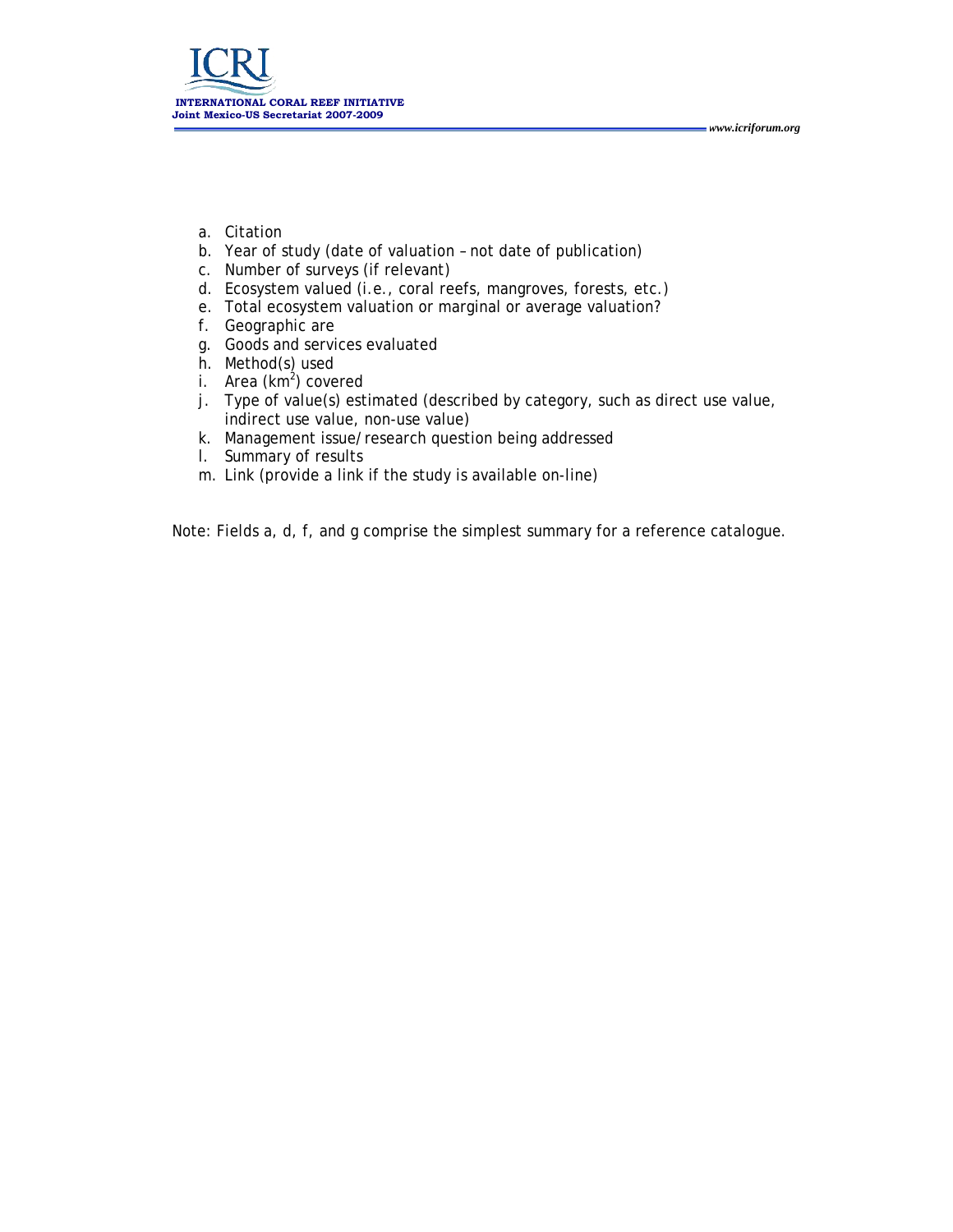a. Citation
b. Year of study (date of valuation – not date of publication)
c. Number of surveys (if relevant)
d. Ecosystem valued (i.e., coral reefs, mangroves, forests, etc.)
e. Total ecosystem valuation or marginal or average valuation?
f. Geographic are
g. Goods and services evaluated
h. Method(s) used
i. Area ($km^2$) covered
j. Type of value(s) estimated (described by category, such as direct use value, indirect use value, non-use value)
k. Management issue/research question being addressed
l. Summary of results
m. Link (provide a link if the study is available on-line)

Note: Fields a, d, f, and g comprise the simplest summary for a reference catalogue.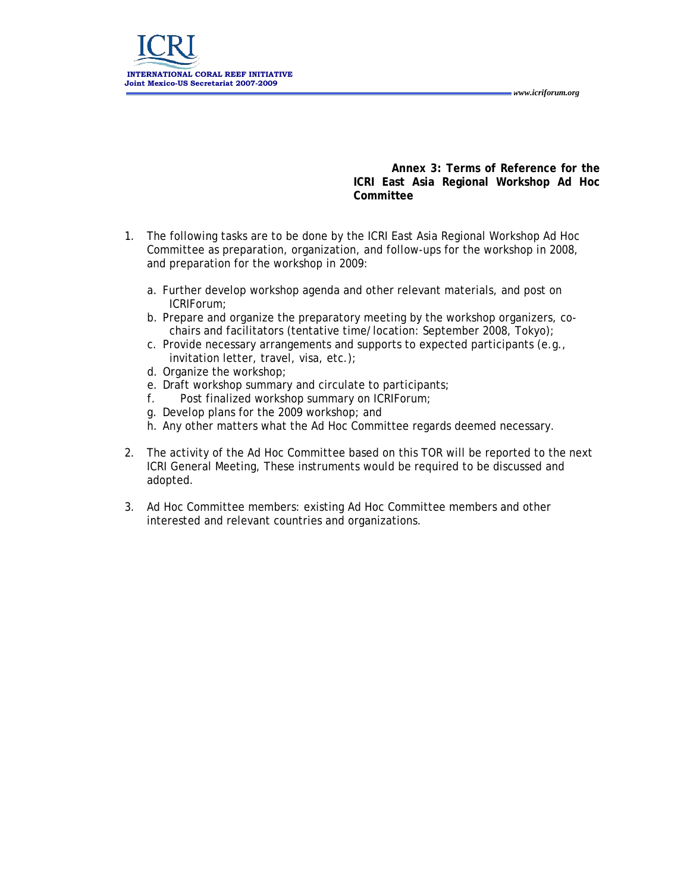**Annex 3: Terms of Reference for the ICRI East Asia Regional Workshop Ad Hoc Committee**

1. The following tasks are to be done by the ICRI East Asia Regional Workshop Ad Hoc Committee as preparation, organization, and follow-ups for the workshop in 2008, and preparation for the workshop in 2009:

   a. Further develop workshop agenda and other relevant materials, and post on ICRIForum;
   b. Prepare and organize the preparatory meeting by the workshop organizers, co-chairs and facilitators (tentative time/location: September 2008, Tokyo);
   c. Provide necessary arrangements and supports to expected participants (e.g., invitation letter, travel, visa, etc.);
   d. Organize the workshop;
   e. Draft workshop summary and circulate to participants;
   f. Post finalized workshop summary on ICRIForum;
   g. Develop plans for the 2009 workshop; and
   h. Any other matters what the Ad Hoc Committee regards deemed necessary.

2. The activity of the Ad Hoc Committee based on this TOR will be reported to the next ICRI General Meeting, These instruments would be required to be discussed and adopted.

3. Ad Hoc Committee members: existing Ad Hoc Committee members and other interested and relevant countries and organizations.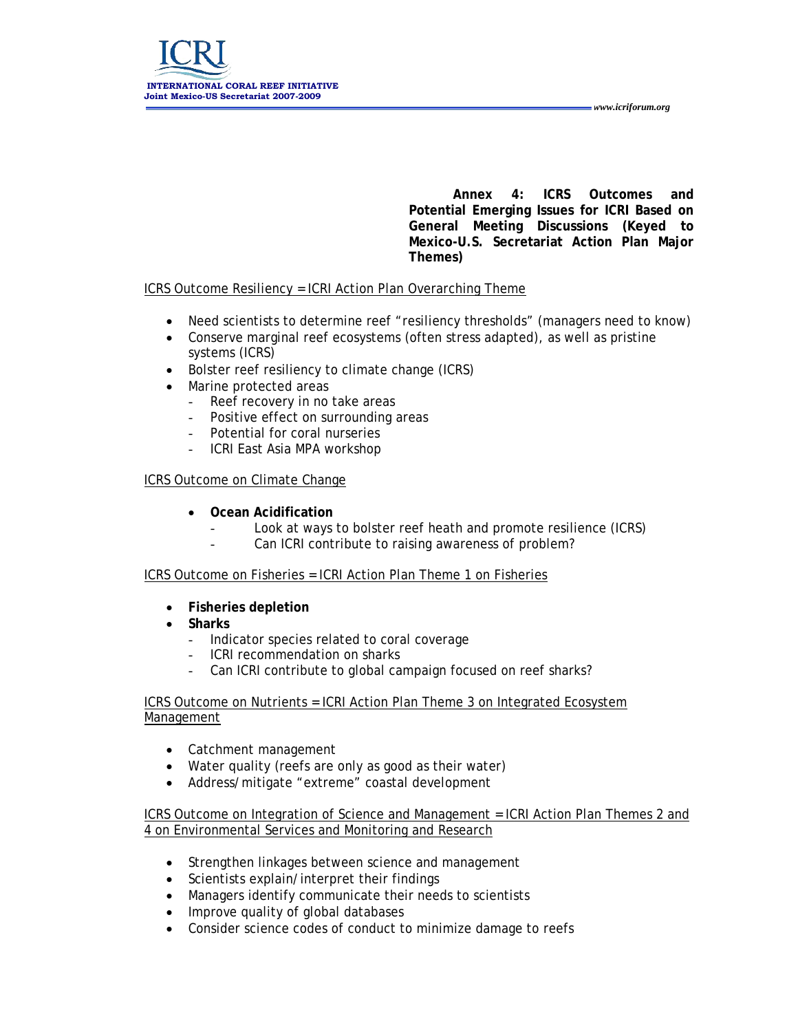**Annex 4: ICRS Outcomes and Potential Emerging Issues for ICRI Based on General Meeting Discussions (Keyed to Mexico-U.S. Secretariat Action Plan Major Themes)**

<u>ICRS Outcome Resiliency = ICRI Action Plan Overarching Theme</u>

- Need scientists to determine reef "resiliency thresholds" (managers need to know)
- Conserve marginal reef ecosystems (often stress adapted), as well as pristine systems (ICRS)
- Bolster reef resiliency to climate change (ICRS)
- Marine protected areas
  - Reef recovery in no take areas
  - Positive effect on surrounding areas
  - Potential for coral nurseries
  - ICRI East Asia MPA workshop

<u>ICRS Outcome on Climate Change</u>

- **Ocean Acidification**
  - Look at ways to bolster reef heath and promote resilience (ICRS)
  - Can ICRI contribute to raising awareness of problem?

<u>ICRS Outcome on Fisheries = ICRI Action Plan Theme 1 on Fisheries</u>

- **Fisheries depletion**
- **Sharks**
  - Indicator species related to coral coverage
  - ICRI recommendation on sharks
  - Can ICRI contribute to global campaign focused on reef sharks?

<u>ICRS Outcome on Nutrients = ICRI Action Plan Theme 3 on Integrated Ecosystem Management</u>

- Catchment management
- Water quality (reefs are only as good as their water)
- Address/mitigate "extreme" coastal development

<u>ICRS Outcome on Integration of Science and Management = ICRI Action Plan Themes 2 and 4 on Environmental Services and Monitoring and Research</u>

- Strengthen linkages between science and management
- Scientists explain/interpret their findings
- Managers identify communicate their needs to scientists
- Improve quality of global databases
- Consider science codes of conduct to minimize damage to reefs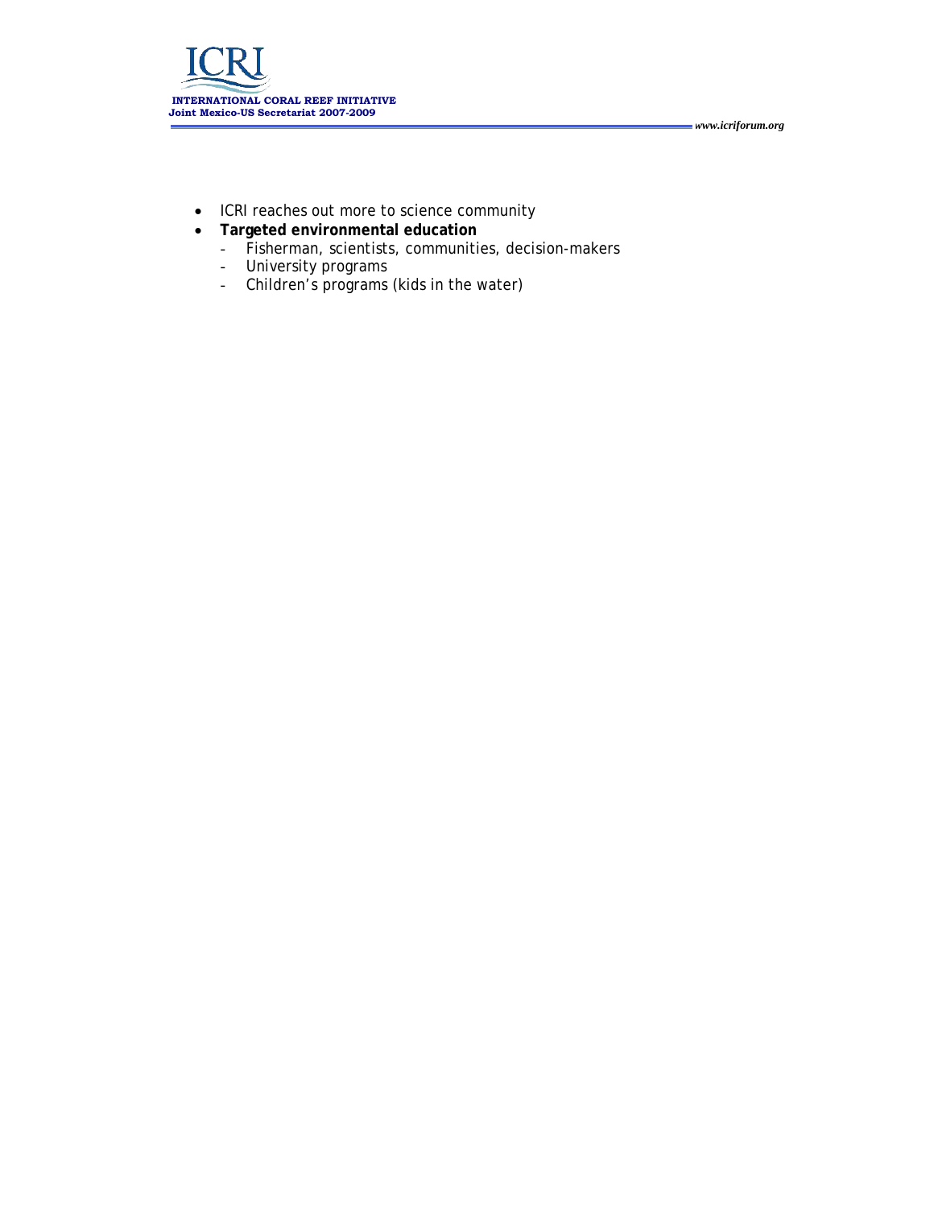- ICRI reaches out more to science community
- **Targeted environmental education**
  - Fisherman, scientists, communities, decision-makers
  - University programs
  - Children's programs (kids in the water)